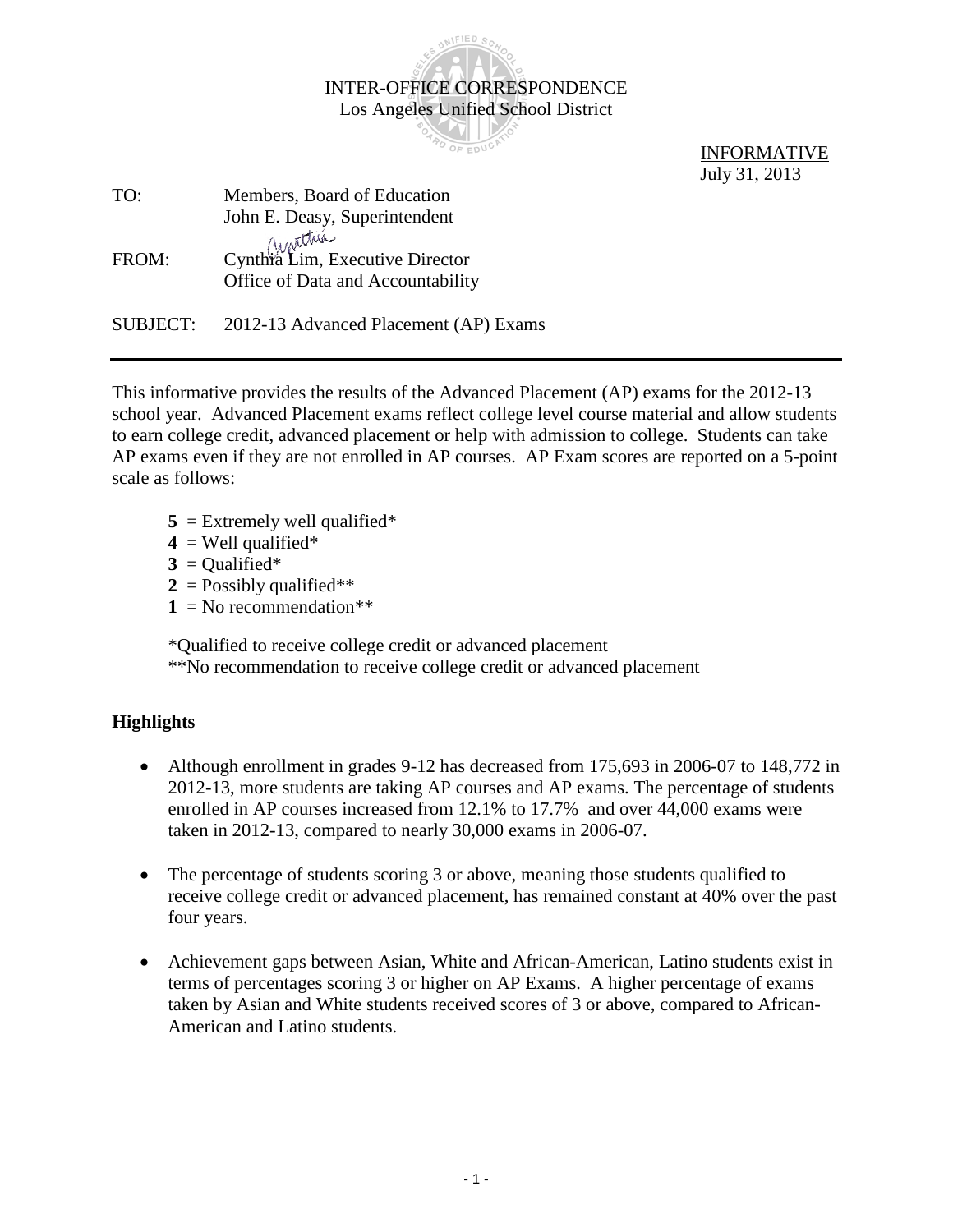INTER-OFFICE CORRESPONDENCE
Los Angeles Unified School District

INFORMATIVE
July 31, 2013

TO: Members, Board of Education
John E. Deasy, Superintendent

FROM: Cynthia Lim, Executive Director
Office of Data and Accountability

SUBJECT: 2012-13 Advanced Placement (AP) Exams

---

This informative provides the results of the Advanced Placement (AP) exams for the 2012-13 school year. Advanced Placement exams reflect college level course material and allow students to earn college credit, advanced placement or help with admission to college. Students can take AP exams even if they are not enrolled in AP courses. AP Exam scores are reported on a 5-point scale as follows:

**5** = Extremely well qualified*
**4** = Well qualified*
**3** = Qualified*
**2** = Possibly qualified**
**1** = No recommendation**

*Qualified to receive college credit or advanced placement
**No recommendation to receive college credit or advanced placement

## Highlights

- Although enrollment in grades 9-12 has decreased from 175,693 in 2006-07 to 148,772 in 2012-13, more students are taking AP courses and AP exams. The percentage of students enrolled in AP courses increased from 12.1% to 17.7% and over 44,000 exams were taken in 2012-13, compared to nearly 30,000 exams in 2006-07.

- The percentage of students scoring 3 or above, meaning those students qualified to receive college credit or advanced placement, has remained constant at 40% over the past four years.

- Achievement gaps between Asian, White and African-American, Latino students exist in terms of percentages scoring 3 or higher on AP Exams. A higher percentage of exams taken by Asian and White students received scores of 3 or above, compared to African-American and Latino students.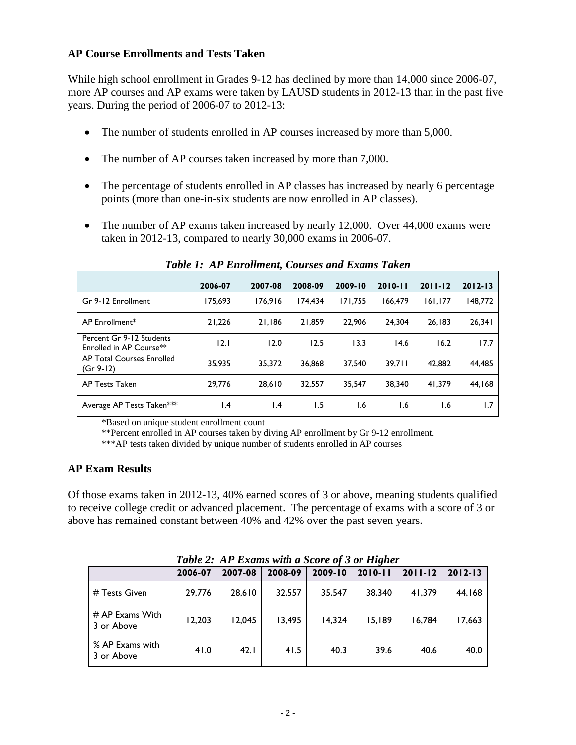### AP Course Enrollments and Tests Taken

While high school enrollment in Grades 9-12 has declined by more than 14,000 since 2006-07, more AP courses and AP exams were taken by LAUSD students in 2012-13 than in the past five years. During the period of 2006-07 to 2012-13:

- The number of students enrolled in AP courses increased by more than 5,000.
- The number of AP courses taken increased by more than 7,000.
- The percentage of students enrolled in AP classes has increased by nearly 6 percentage points (more than one-in-six students are now enrolled in AP classes).
- The number of AP exams taken increased by nearly 12,000. Over 44,000 exams were taken in 2012-13, compared to nearly 30,000 exams in 2006-07.

***Table 1: AP Enrollment, Courses and Exams Taken***

| | 2006-07 | 2007-08 | 2008-09 | 2009-10 | 2010-11 | 2011-12 | 2012-13 |
|---|---|---|---|---|---|---|---|
| Gr 9-12 Enrollment | 175,693 | 176,916 | 174,434 | 171,755 | 166,479 | 161,177 | 148,772 |
| AP Enrollment* | 21,226 | 21,186 | 21,859 | 22,906 | 24,304 | 26,183 | 26,341 |
| Percent Gr 9-12 Students Enrolled in AP Course** | 12.1 | 12.0 | 12.5 | 13.3 | 14.6 | 16.2 | 17.7 |
| AP Total Courses Enrolled (Gr 9-12) | 35,935 | 35,372 | 36,868 | 37,540 | 39,711 | 42,882 | 44,485 |
| AP Tests Taken | 29,776 | 28,610 | 32,557 | 35,547 | 38,340 | 41,379 | 44,168 |
| Average AP Tests Taken*** | 1.4 | 1.4 | 1.5 | 1.6 | 1.6 | 1.6 | 1.7 |

*Based on unique student enrollment count

**Percent enrolled in AP courses taken by diving AP enrollment by Gr 9-12 enrollment.

***AP tests taken divided by unique number of students enrolled in AP courses

### AP Exam Results

Of those exams taken in 2012-13, 40% earned scores of 3 or above, meaning students qualified to receive college credit or advanced placement. The percentage of exams with a score of 3 or above has remained constant between 40% and 42% over the past seven years.

***Table 2: AP Exams with a Score of 3 or Higher***

| | 2006-07 | 2007-08 | 2008-09 | 2009-10 | 2010-11 | 2011-12 | 2012-13 |
|---|---|---|---|---|---|---|---|
| # Tests Given | 29,776 | 28,610 | 32,557 | 35,547 | 38,340 | 41,379 | 44,168 |
| # AP Exams With 3 or Above | 12,203 | 12,045 | 13,495 | 14,324 | 15,189 | 16,784 | 17,663 |
| % AP Exams with 3 or Above | 41.0 | 42.1 | 41.5 | 40.3 | 39.6 | 40.6 | 40.0 |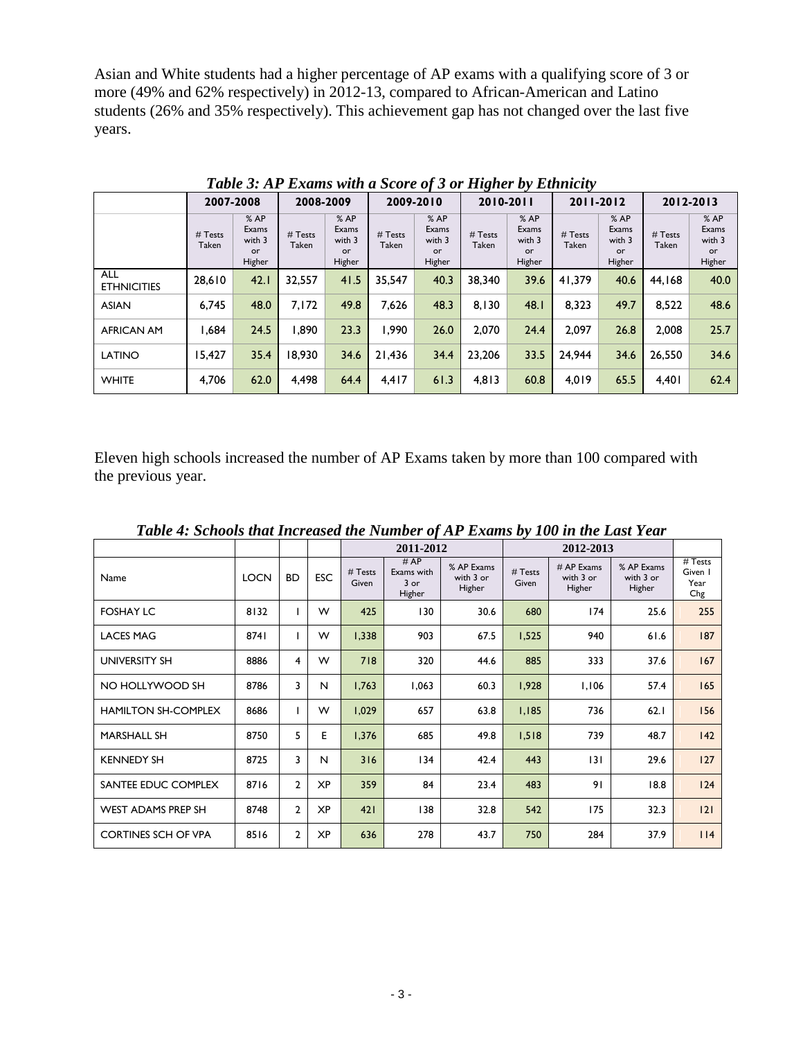Asian and White students had a higher percentage of AP exams with a qualifying score of 3 or more (49% and 62% respectively) in 2012-13, compared to African-American and Latino students (26% and 35% respectively). This achievement gap has not changed over the last five years.

***Table 3: AP Exams with a Score of 3 or Higher by Ethnicity***

| | 2007-2008 | | 2008-2009 | | 2009-2010 | | 2010-2011 | | 2011-2012 | | 2012-2013 | |
|---|---|---|---|---|---|---|---|---|---|---|---|---|
| | # Tests Taken | % AP Exams with 3 or Higher | # Tests Taken | % AP Exams with 3 or Higher | # Tests Taken | % AP Exams with 3 or Higher | # Tests Taken | % AP Exams with 3 or Higher | # Tests Taken | % AP Exams with 3 or Higher | # Tests Taken | % AP Exams with 3 or Higher |
| ALL ETHNICITIES | 28,610 | 42.1 | 32,557 | 41.5 | 35,547 | 40.3 | 38,340 | 39.6 | 41,379 | 40.6 | 44,168 | 40.0 |
| ASIAN | 6,745 | 48.0 | 7,172 | 49.8 | 7,626 | 48.3 | 8,130 | 48.1 | 8,323 | 49.7 | 8,522 | 48.6 |
| AFRICAN AM | 1,684 | 24.5 | 1,890 | 23.3 | 1,990 | 26.0 | 2,070 | 24.4 | 2,097 | 26.8 | 2,008 | 25.7 |
| LATINO | 15,427 | 35.4 | 18,930 | 34.6 | 21,436 | 34.4 | 23,206 | 33.5 | 24,944 | 34.6 | 26,550 | 34.6 |
| WHITE | 4,706 | 62.0 | 4,498 | 64.4 | 4,417 | 61.3 | 4,813 | 60.8 | 4,019 | 65.5 | 4,401 | 62.4 |

Eleven high schools increased the number of AP Exams taken by more than 100 compared with the previous year.

***Table 4: Schools that Increased the Number of AP Exams by 100 in the Last Year***

| | | | | 2011-2012 | | | 2012-2013 | | | |
|---|---|---|---|---|---|---|---|---|---|---|
| Name | LOCN | BD | ESC | # Tests Given | # AP Exams with 3 or Higher | % AP Exams with 3 or Higher | # Tests Given | # AP Exams with 3 or Higher | % AP Exams with 3 or Higher | # Tests Given 1 Year Chg |
| FOSHAY LC | 8132 | 1 | W | 425 | 130 | 30.6 | 680 | 174 | 25.6 | 255 |
| LACES MAG | 8741 | 1 | W | 1,338 | 903 | 67.5 | 1,525 | 940 | 61.6 | 187 |
| UNIVERSITY SH | 8886 | 4 | W | 718 | 320 | 44.6 | 885 | 333 | 37.6 | 167 |
| NO HOLLYWOOD SH | 8786 | 3 | N | 1,763 | 1,063 | 60.3 | 1,928 | 1,106 | 57.4 | 165 |
| HAMILTON SH-COMPLEX | 8686 | 1 | W | 1,029 | 657 | 63.8 | 1,185 | 736 | 62.1 | 156 |
| MARSHALL SH | 8750 | 5 | E | 1,376 | 685 | 49.8 | 1,518 | 739 | 48.7 | 142 |
| KENNEDY SH | 8725 | 3 | N | 316 | 134 | 42.4 | 443 | 131 | 29.6 | 127 |
| SANTEE EDUC COMPLEX | 8716 | 2 | XP | 359 | 84 | 23.4 | 483 | 91 | 18.8 | 124 |
| WEST ADAMS PREP SH | 8748 | 2 | XP | 421 | 138 | 32.8 | 542 | 175 | 32.3 | 121 |
| CORTINES SCH OF VPA | 8516 | 2 | XP | 636 | 278 | 43.7 | 750 | 284 | 37.9 | 114 |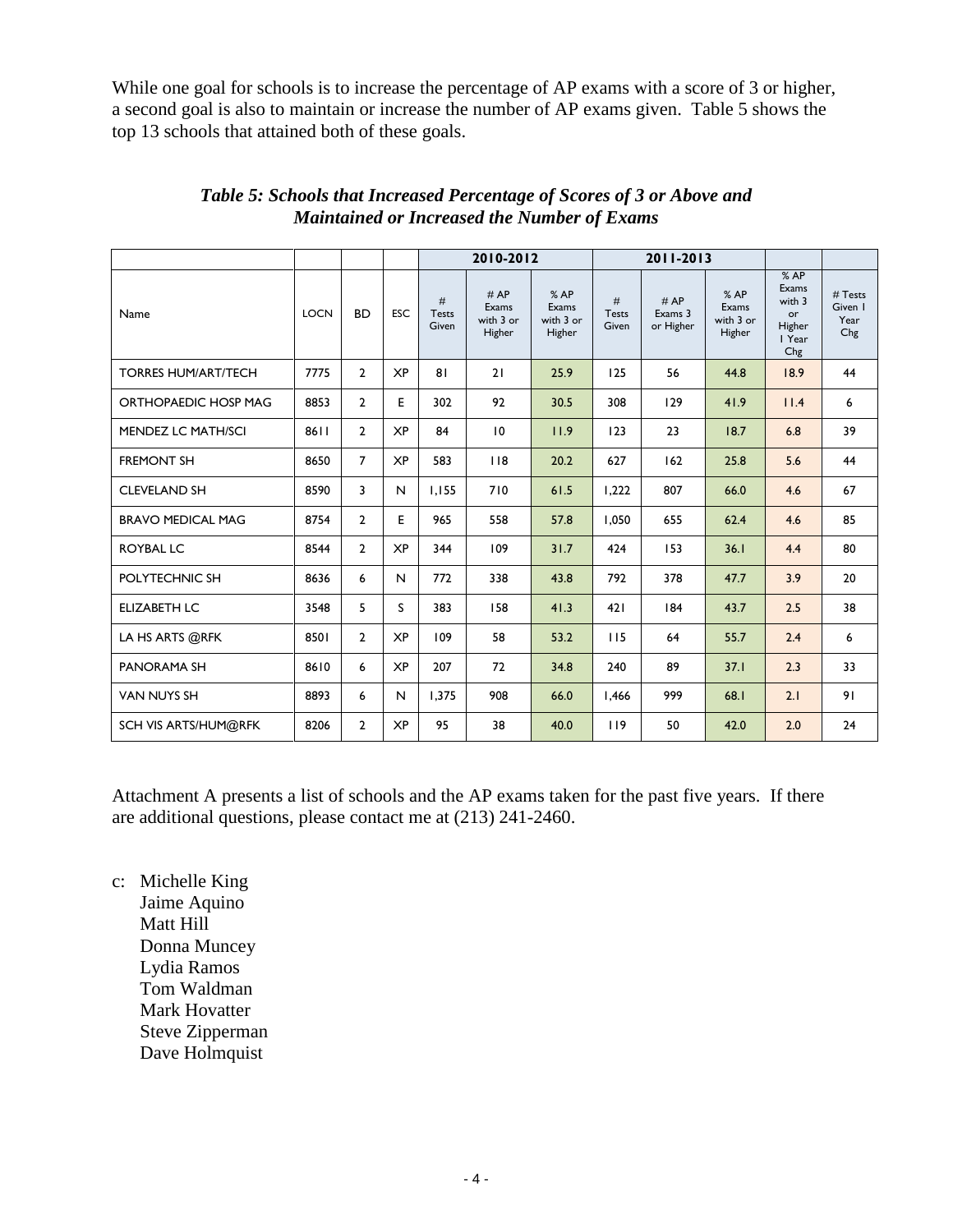While one goal for schools is to increase the percentage of AP exams with a score of 3 or higher, a second goal is also to maintain or increase the number of AP exams given. Table 5 shows the top 13 schools that attained both of these goals.

***Table 5: Schools that Increased Percentage of Scores of 3 or Above and Maintained or Increased the Number of Exams***

| | | | | 2010-2012 | | | 2011-2013 | | | | |
|---|---|---|---|---|---|---|---|---|---|---|---|
| Name | LOCN | BD | ESC | # Tests Given | # AP Exams with 3 or Higher | % AP Exams with 3 or Higher | # Tests Given | # AP Exams 3 or Higher | % AP Exams with 3 or Higher | % AP Exams with 3 or Higher 1 Year Chg | # Tests Given 1 Year Chg |
| TORRES HUM/ART/TECH | 7775 | 2 | XP | 81 | 21 | 25.9 | 125 | 56 | 44.8 | 18.9 | 44 |
| ORTHOPAEDIC HOSP MAG | 8853 | 2 | E | 302 | 92 | 30.5 | 308 | 129 | 41.9 | 11.4 | 6 |
| MENDEZ LC MATH/SCI | 8611 | 2 | XP | 84 | 10 | 11.9 | 123 | 23 | 18.7 | 6.8 | 39 |
| FREMONT SH | 8650 | 7 | XP | 583 | 118 | 20.2 | 627 | 162 | 25.8 | 5.6 | 44 |
| CLEVELAND SH | 8590 | 3 | N | 1,155 | 710 | 61.5 | 1,222 | 807 | 66.0 | 4.6 | 67 |
| BRAVO MEDICAL MAG | 8754 | 2 | E | 965 | 558 | 57.8 | 1,050 | 655 | 62.4 | 4.6 | 85 |
| ROYBAL LC | 8544 | 2 | XP | 344 | 109 | 31.7 | 424 | 153 | 36.1 | 4.4 | 80 |
| POLYTECHNIC SH | 8636 | 6 | N | 772 | 338 | 43.8 | 792 | 378 | 47.7 | 3.9 | 20 |
| ELIZABETH LC | 3548 | 5 | S | 383 | 158 | 41.3 | 421 | 184 | 43.7 | 2.5 | 38 |
| LA HS ARTS @RFK | 8501 | 2 | XP | 109 | 58 | 53.2 | 115 | 64 | 55.7 | 2.4 | 6 |
| PANORAMA SH | 8610 | 6 | XP | 207 | 72 | 34.8 | 240 | 89 | 37.1 | 2.3 | 33 |
| VAN NUYS SH | 8893 | 6 | N | 1,375 | 908 | 66.0 | 1,466 | 999 | 68.1 | 2.1 | 91 |
| SCH VIS ARTS/HUM@RFK | 8206 | 2 | XP | 95 | 38 | 40.0 | 119 | 50 | 42.0 | 2.0 | 24 |

Attachment A presents a list of schools and the AP exams taken for the past five years. If there are additional questions, please contact me at (213) 241-2460.

c: Michelle King
Jaime Aquino
Matt Hill
Donna Muncey
Lydia Ramos
Tom Waldman
Mark Hovatter
Steve Zipperman
Dave Holmquist